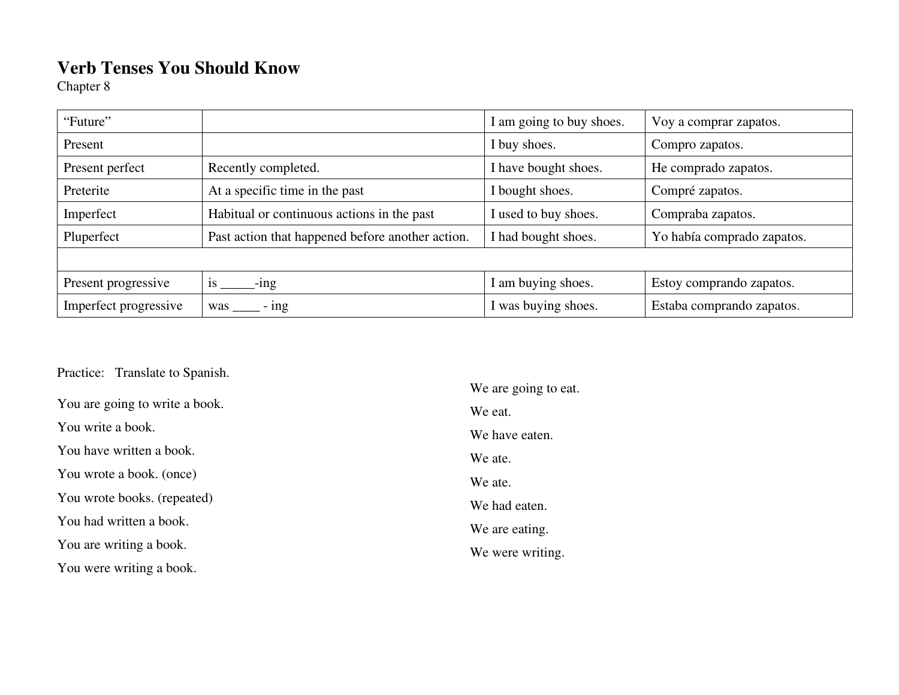# Verb Tenses You Should Know

Chapter 8

| | | | |
|---|---|---|---|
| "Future" | | I am going to buy shoes. | Voy a comprar zapatos. |
| Present | | I buy shoes. | Compro zapatos. |
| Present perfect | Recently completed. | I have bought shoes. | He comprado zapatos. |
| Preterite | At a specific time in the past | I bought shoes. | Compré zapatos. |
| Imperfect | Habitual or continuous actions in the past | I used to buy shoes. | Compraba zapatos. |
| Pluperfect | Past action that happened before another action. | I had bought shoes. | Yo había comprado zapatos. |
| | | | |
| Present progressive | is _____-ing | I am buying shoes. | Estoy comprando zapatos. |
| Imperfect progressive | was ____ - ing | I was buying shoes. | Estaba comprando zapatos. |

Practice: Translate to Spanish.

You are going to write a book.

You write a book.

You have written a book.

You wrote a book. (once)

You wrote books. (repeated)

You had written a book.

You are writing a book.

You were writing a book.

We are going to eat.

We eat.

We have eaten.

We ate.

We ate.

We had eaten.

We are eating.

We were writing.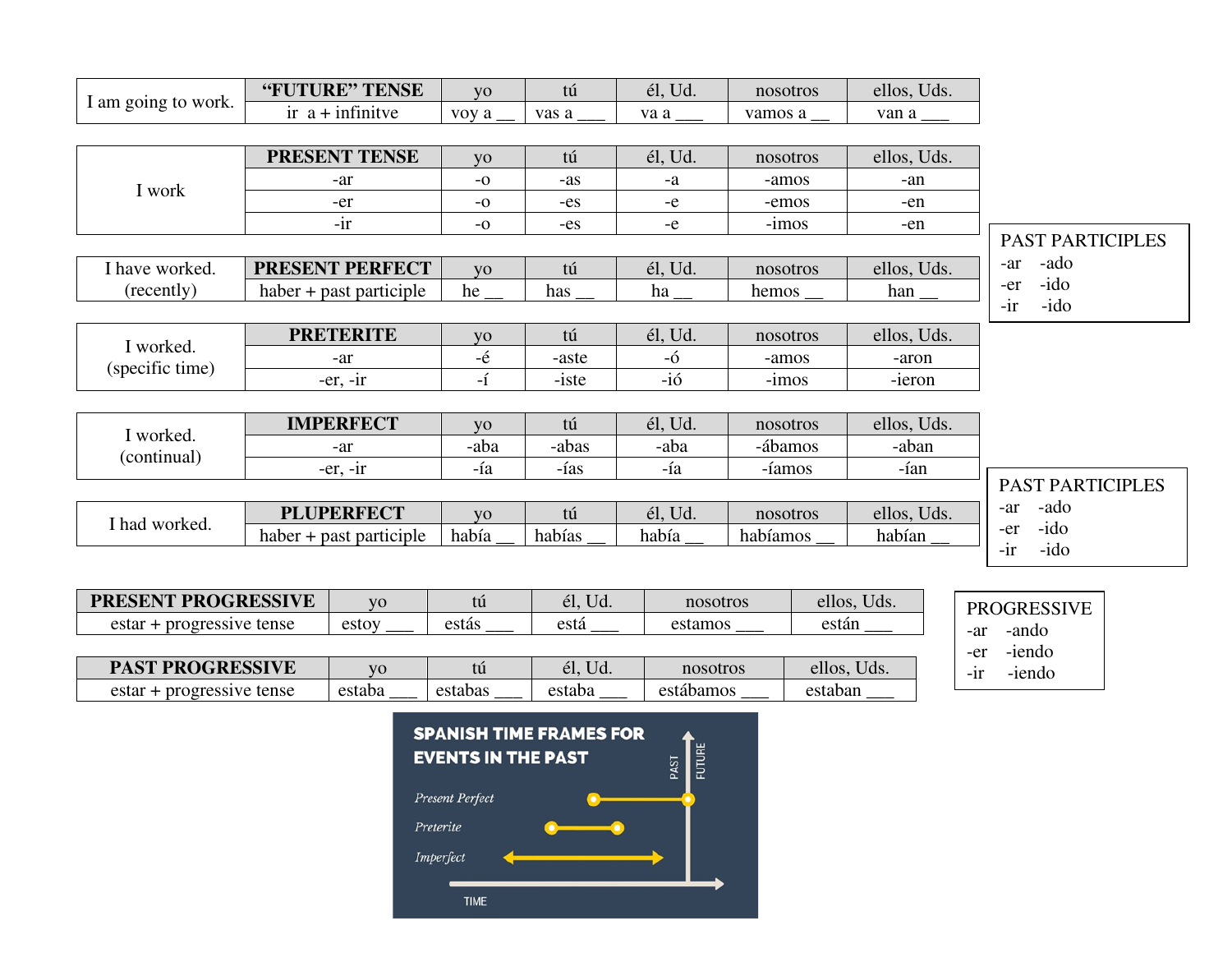| I am going to work. | "FUTURE" TENSE | yo | tú | él, Ud. | nosotros | ellos, Uds. |
|---|---|---|---|---|---|---|
| | ir a + infinitve | voy a __ | vas a ___ | va a ___ | vamos a __ | van a ___ |

| I work | PRESENT TENSE | yo | tú | él, Ud. | nosotros | ellos, Uds. |
|---|---|---|---|---|---|---|
| | -ar | -o | -as | -a | -amos | -an |
| | -er | -o | -es | -e | -emos | -en |
| | -ir | -o | -es | -e | -imos | -en |

| I have worked. (recently) | PRESENT PERFECT | yo | tú | él, Ud. | nosotros | ellos, Uds. |
|---|---|---|---|---|---|---|
| | haber + past participle | he __ | has __ | ha __ | hemos __ | han __ |

PAST PARTICIPLES
-ar -ado
-er -ido
-ir -ido

| I worked. (specific time) | PRETERITE | yo | tú | él, Ud. | nosotros | ellos, Uds. |
|---|---|---|---|---|---|---|
| | -ar | -é | -aste | -ó | -amos | -aron |
| | -er, -ir | -í | -iste | -ió | -imos | -ieron |

| I worked. (continual) | IMPERFECT | yo | tú | él, Ud. | nosotros | ellos, Uds. |
|---|---|---|---|---|---|---|
| | -ar | -aba | -abas | -aba | -ábamos | -aban |
| | -er, -ir | -ía | -ías | -ía | -íamos | -ían |

| I had worked. | PLUPERFECT | yo | tú | él, Ud. | nosotros | ellos, Uds. |
|---|---|---|---|---|---|---|
| | haber + past participle | había __ | habías __ | había __ | habíamos __ | habían __ |

PAST PARTICIPLES
-ar -ado
-er -ido
-ir -ido

| PRESENT PROGRESSIVE | yo | tú | él, Ud. | nosotros | ellos, Uds. |
|---|---|---|---|---|---|
| estar + progressive tense | estoy ___ | estás ___ | está ___ | estamos ___ | están ___ |

| PAST PROGRESSIVE | yo | tú | él, Ud. | nosotros | ellos, Uds. |
|---|---|---|---|---|---|
| estar + progressive tense | estaba ___ | estabas ___ | estaba ___ | estábamos ___ | estaban ___ |

PROGRESSIVE
-ar -ando
-er -iendo
-ir -iendo

SPANISH TIME FRAMES FOR EVENTS IN THE PAST

PAST
FUTURE

Present Perfect

Preterite

Imperfect

TIME